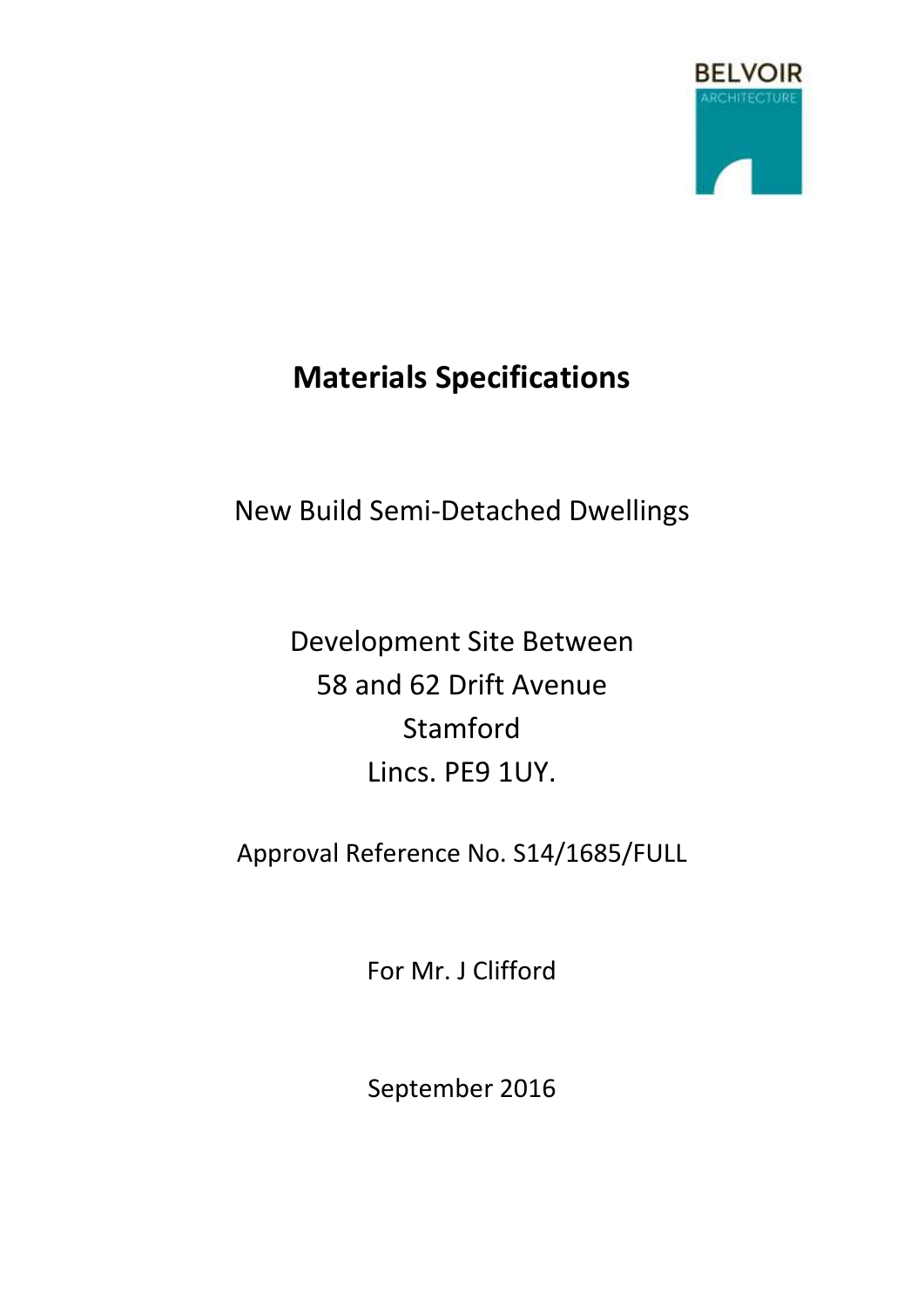BELVOIR
ARCHITECTURE

# Materials Specifications

New Build Semi-Detached Dwellings

Development Site Between
58 and 62 Drift Avenue
Stamford
Lincs. PE9 1UY.

Approval Reference No. S14/1685/FULL

For Mr. J Clifford

September 2016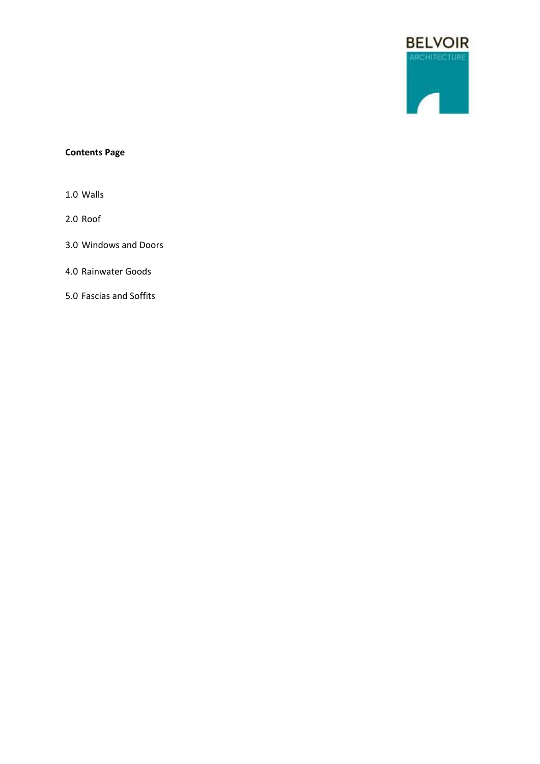**Contents Page**

1.0 Walls

2.0 Roof

3.0 Windows and Doors

4.0 Rainwater Goods

5.0 Fascias and Soffits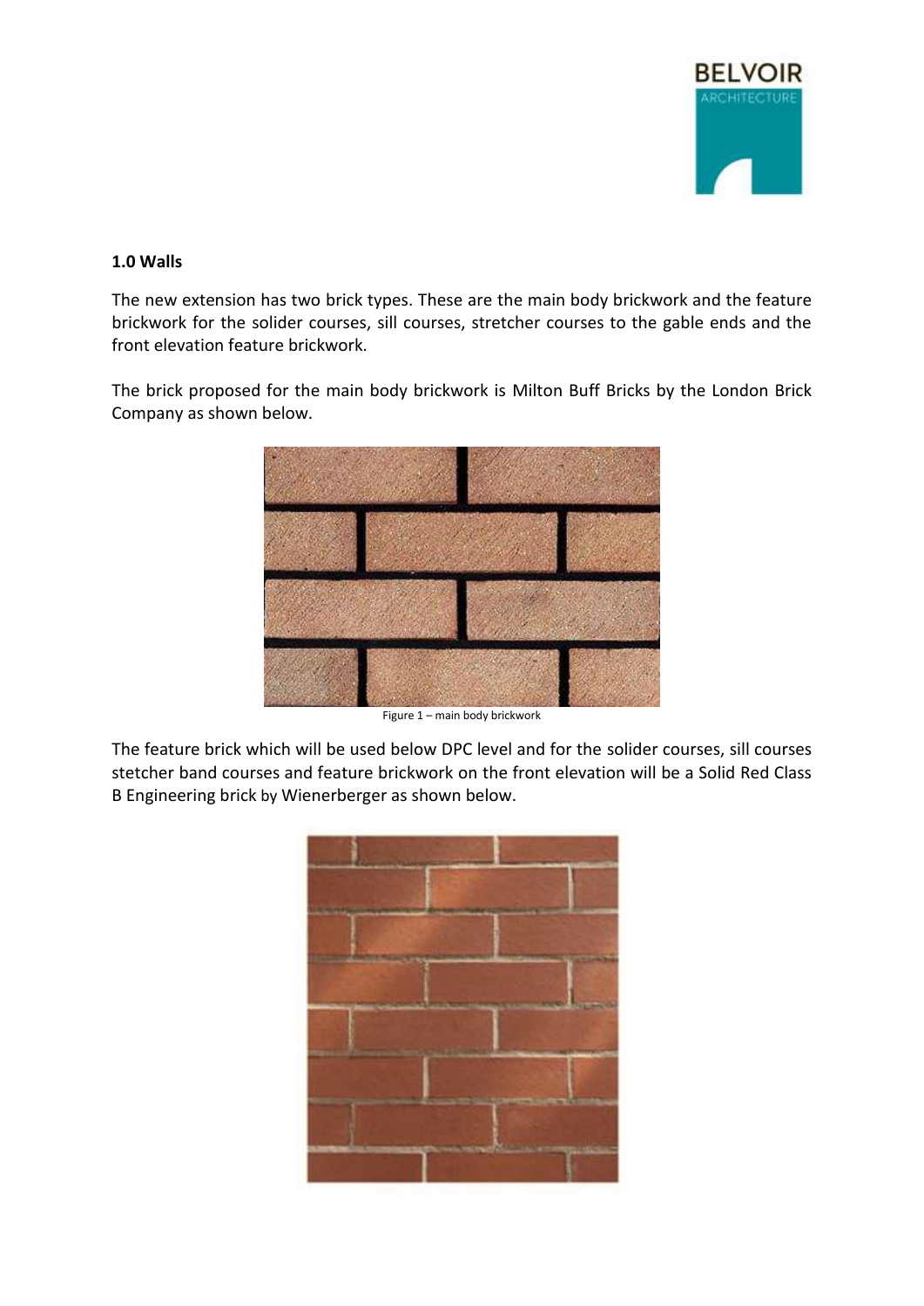**1.0 Walls**

The new extension has two brick types. These are the main body brickwork and the feature brickwork for the solider courses, sill courses, stretcher courses to the gable ends and the front elevation feature brickwork.

The brick proposed for the main body brickwork is Milton Buff Bricks by the London Brick Company as shown below.

Figure 1 – main body brickwork

The feature brick which will be used below DPC level and for the solider courses, sill courses stetcher band courses and feature brickwork on the front elevation will be a Solid Red Class B Engineering brick by Wienerberger as shown below.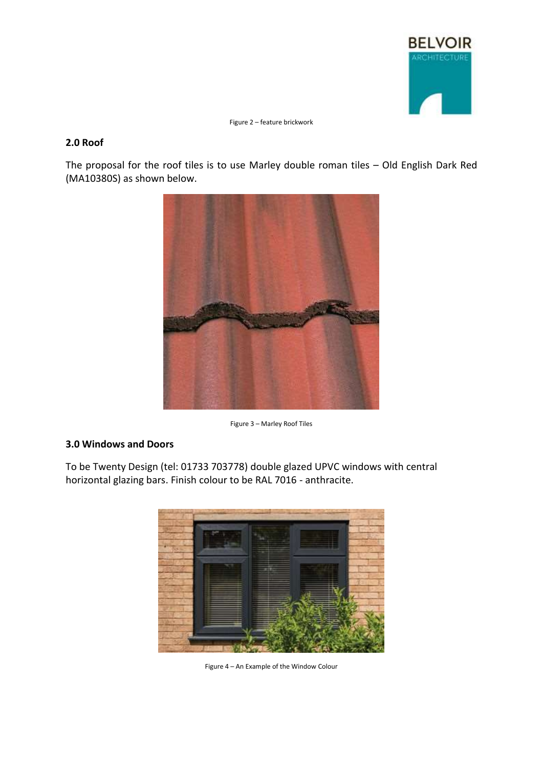Figure 2 – feature brickwork

## 2.0 Roof

The proposal for the roof tiles is to use Marley double roman tiles – Old English Dark Red (MA10380S) as shown below.

Figure 3 – Marley Roof Tiles

## 3.0 Windows and Doors

To be Twenty Design (tel: 01733 703778) double glazed UPVC windows with central horizontal glazing bars. Finish colour to be RAL 7016 - anthracite.

Figure 4 – An Example of the Window Colour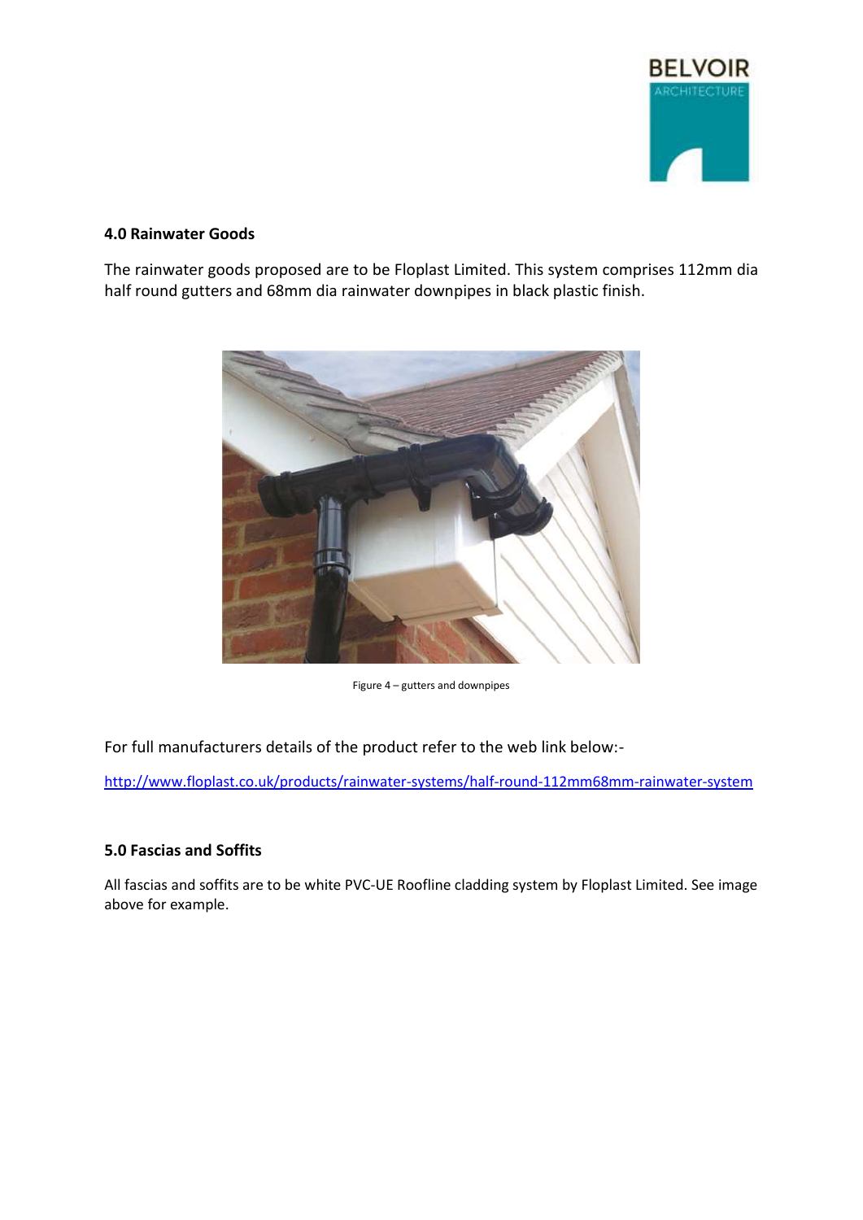## 4.0 Rainwater Goods

The rainwater goods proposed are to be Floplast Limited. This system comprises 112mm dia half round gutters and 68mm dia rainwater downpipes in black plastic finish.

Figure 4 – gutters and downpipes

For full manufacturers details of the product refer to the web link below:-

http://www.floplast.co.uk/products/rainwater-systems/half-round-112mm68mm-rainwater-system

## 5.0 Fascias and Soffits

All fascias and soffits are to be white PVC-UE Roofline cladding system by Floplast Limited. See image above for example.